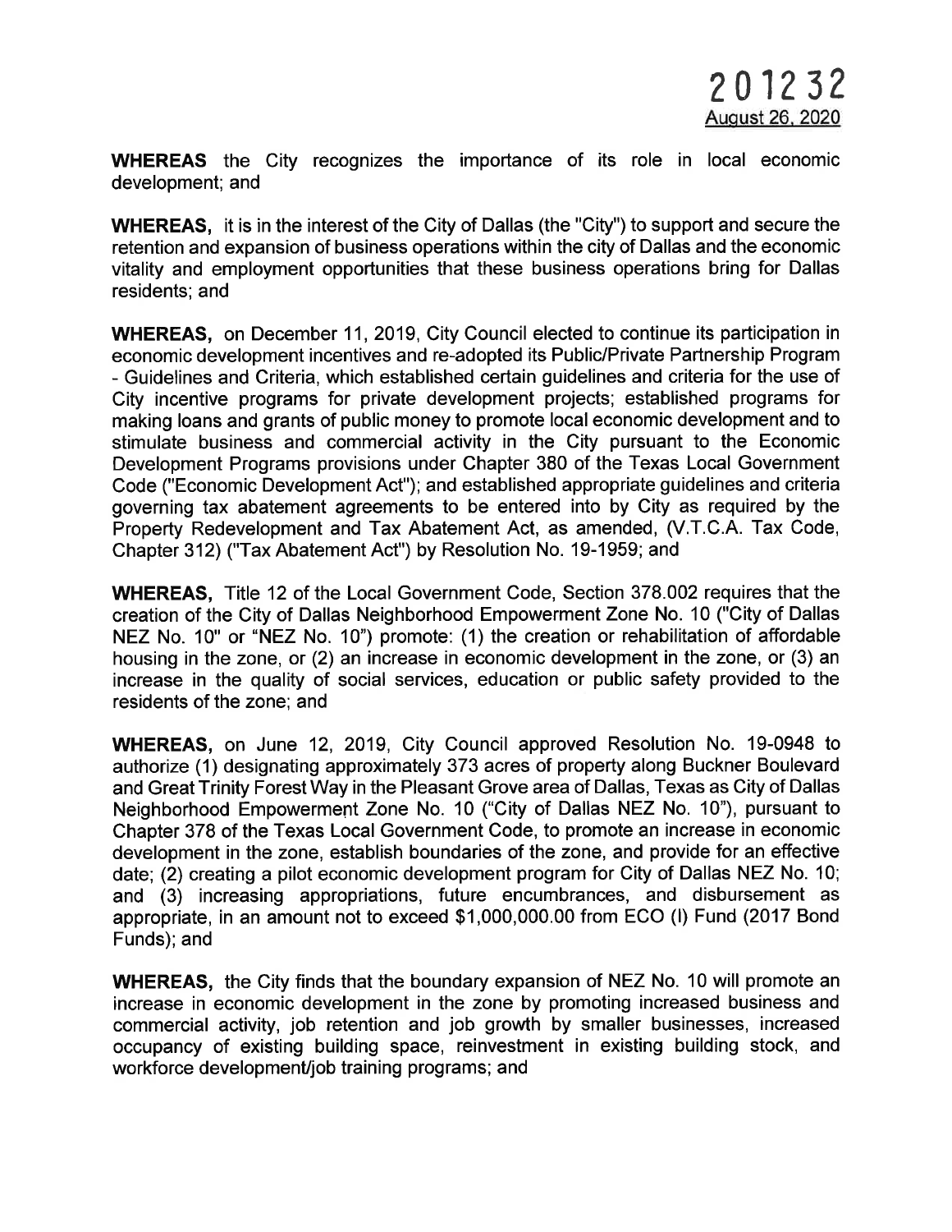201232
August 26, 2020

**WHEREAS** the City recognizes the importance of its role in local economic development; and

**WHEREAS,** it is in the interest of the City of Dallas (the "City") to support and secure the retention and expansion of business operations within the city of Dallas and the economic vitality and employment opportunities that these business operations bring for Dallas residents; and

**WHEREAS,** on December 11, 2019, City Council elected to continue its participation in economic development incentives and re-adopted its Public/Private Partnership Program - Guidelines and Criteria, which established certain guidelines and criteria for the use of City incentive programs for private development projects; established programs for making loans and grants of public money to promote local economic development and to stimulate business and commercial activity in the City pursuant to the Economic Development Programs provisions under Chapter 380 of the Texas Local Government Code ("Economic Development Act"); and established appropriate guidelines and criteria governing tax abatement agreements to be entered into by City as required by the Property Redevelopment and Tax Abatement Act, as amended, (V.T.C.A. Tax Code, Chapter 312) ("Tax Abatement Act") by Resolution No. 19-1959; and

**WHEREAS,** Title 12 of the Local Government Code, Section 378.002 requires that the creation of the City of Dallas Neighborhood Empowerment Zone No. 10 ("City of Dallas NEZ No. 10" or "NEZ No. 10") promote: (1) the creation or rehabilitation of affordable housing in the zone, or (2) an increase in economic development in the zone, or (3) an increase in the quality of social services, education or public safety provided to the residents of the zone; and

**WHEREAS,** on June 12, 2019, City Council approved Resolution No. 19-0948 to authorize (1) designating approximately 373 acres of property along Buckner Boulevard and Great Trinity Forest Way in the Pleasant Grove area of Dallas, Texas as City of Dallas Neighborhood Empowerment Zone No. 10 ("City of Dallas NEZ No. 10"), pursuant to Chapter 378 of the Texas Local Government Code, to promote an increase in economic development in the zone, establish boundaries of the zone, and provide for an effective date; (2) creating a pilot economic development program for City of Dallas NEZ No. 10; and (3) increasing appropriations, future encumbrances, and disbursement as appropriate, in an amount not to exceed $1,000,000.00 from ECO (I) Fund (2017 Bond Funds); and

**WHEREAS,** the City finds that the boundary expansion of NEZ No. 10 will promote an increase in economic development in the zone by promoting increased business and commercial activity, job retention and job growth by smaller businesses, increased occupancy of existing building space, reinvestment in existing building stock, and workforce development/job training programs; and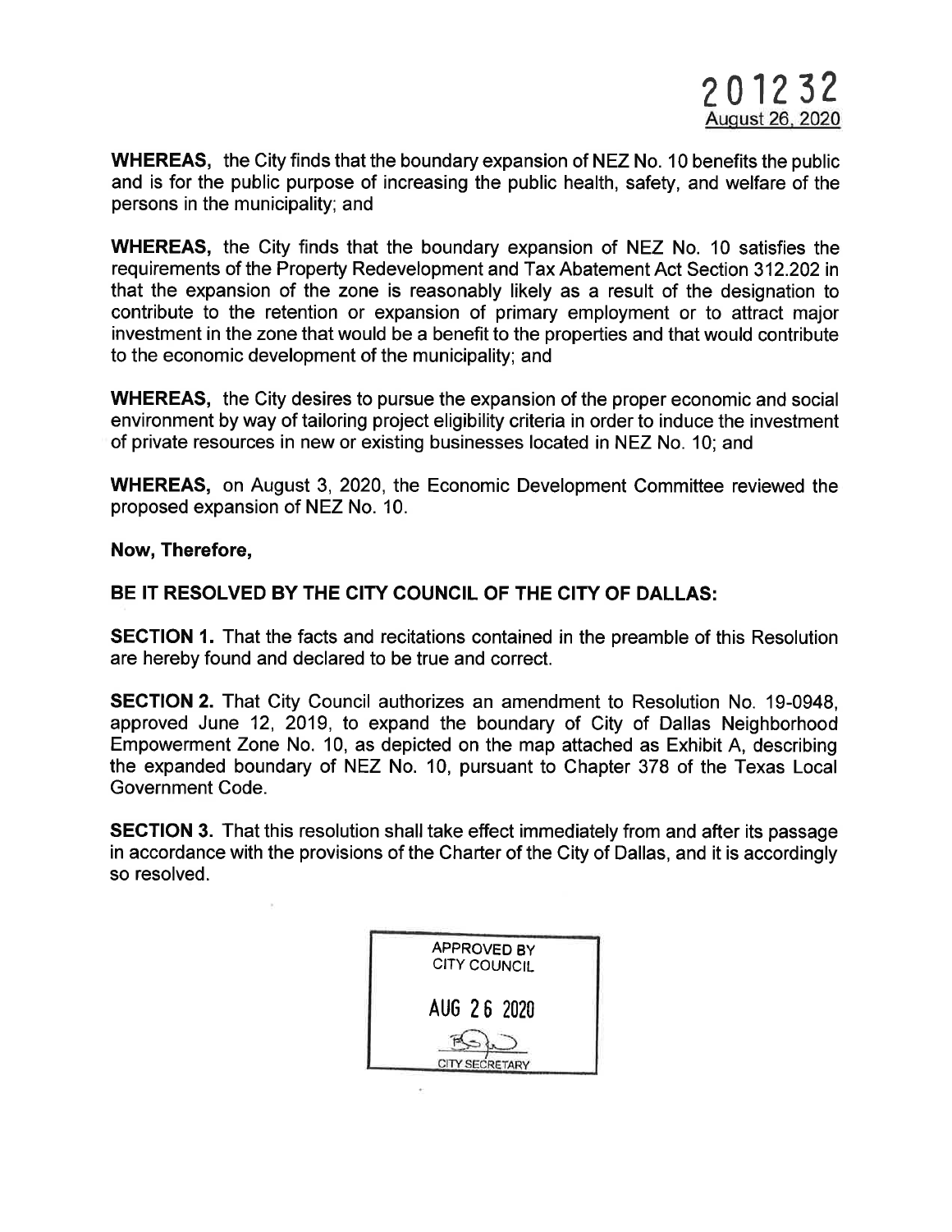201232
August 26, 2020

**WHEREAS,** the City finds that the boundary expansion of NEZ No. 10 benefits the public and is for the public purpose of increasing the public health, safety, and welfare of the persons in the municipality; and

**WHEREAS,** the City finds that the boundary expansion of NEZ No. 10 satisfies the requirements of the Property Redevelopment and Tax Abatement Act Section 312.202 in that the expansion of the zone is reasonably likely as a result of the designation to contribute to the retention or expansion of primary employment or to attract major investment in the zone that would be a benefit to the properties and that would contribute to the economic development of the municipality; and

**WHEREAS,** the City desires to pursue the expansion of the proper economic and social environment by way of tailoring project eligibility criteria in order to induce the investment of private resources in new or existing businesses located in NEZ No. 10; and

**WHEREAS,** on August 3, 2020, the Economic Development Committee reviewed the proposed expansion of NEZ No. 10.

**Now, Therefore,**

**BE IT RESOLVED BY THE CITY COUNCIL OF THE CITY OF DALLAS:**

**SECTION 1.** That the facts and recitations contained in the preamble of this Resolution are hereby found and declared to be true and correct.

**SECTION 2.** That City Council authorizes an amendment to Resolution No. 19-0948, approved June 12, 2019, to expand the boundary of City of Dallas Neighborhood Empowerment Zone No. 10, as depicted on the map attached as Exhibit A, describing the expanded boundary of NEZ No. 10, pursuant to Chapter 378 of the Texas Local Government Code.

**SECTION 3.** That this resolution shall take effect immediately from and after its passage in accordance with the provisions of the Charter of the City of Dallas, and it is accordingly so resolved.

APPROVED BY
CITY COUNCIL

AUG 26 2020

CITY SECRETARY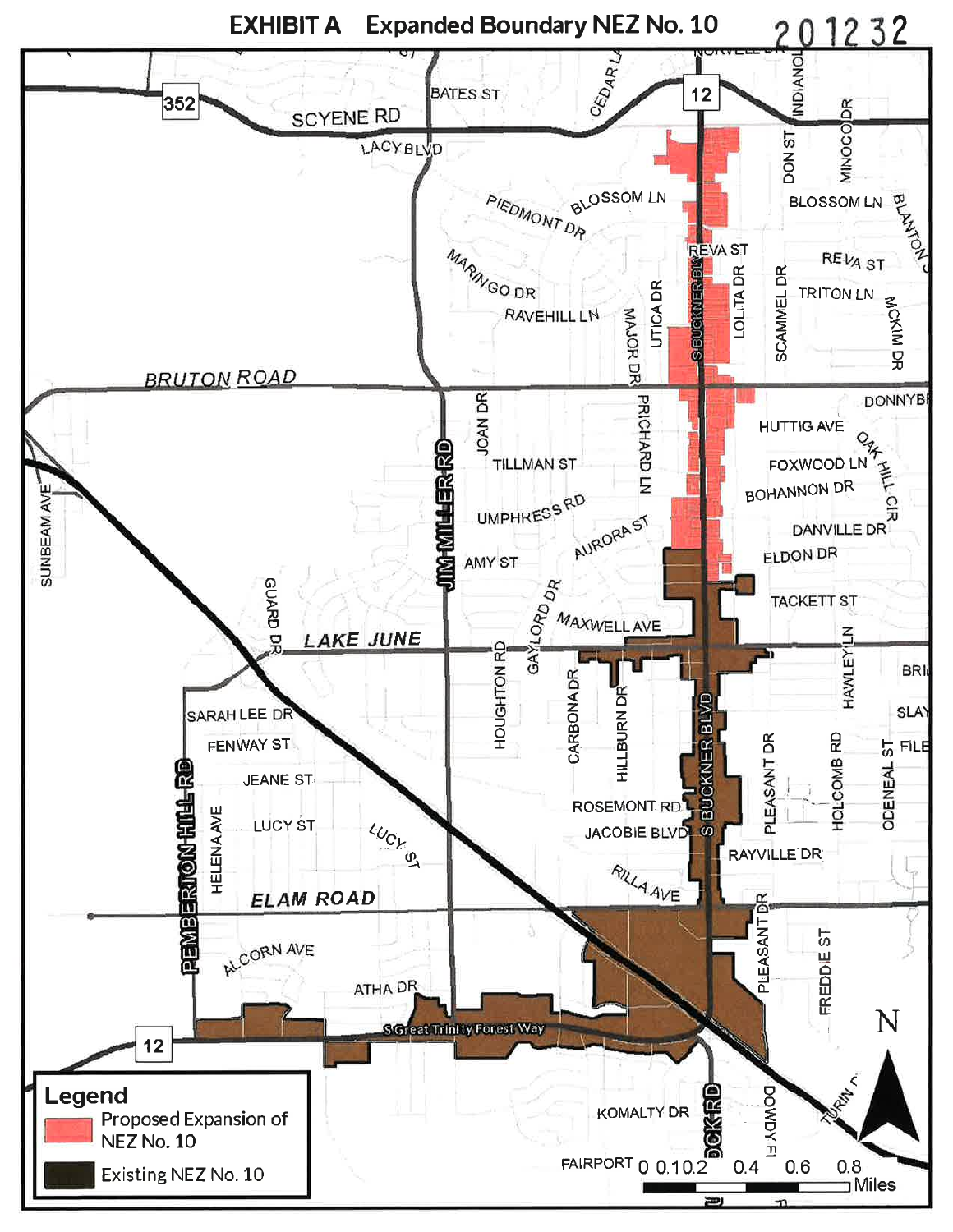# EXHIBIT A Expanded Boundary NEZ No. 10

201232

**Legend**

- Proposed Expansion of NEZ No. 10
- Existing NEZ No. 10

0 0.1 0.2 0.4 0.6 0.8 Miles

N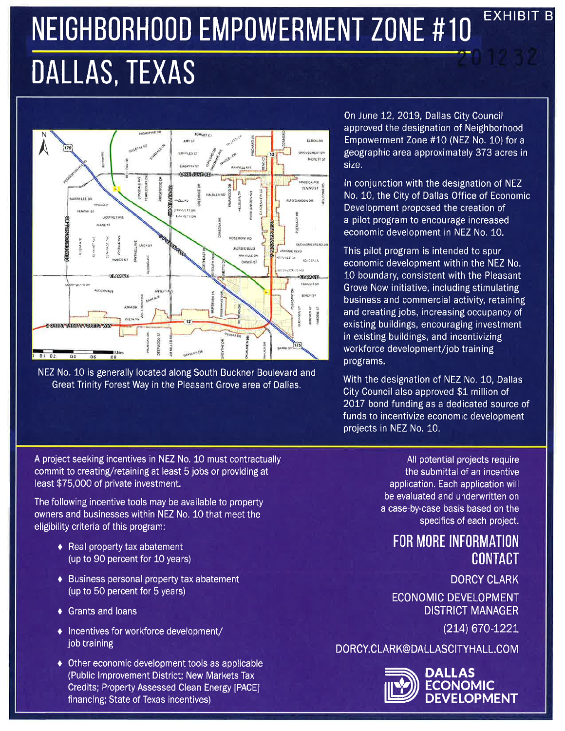EXHIBIT B

# NEIGHBORHOOD EMPOWERMENT ZONE #10

# DALLAS, TEXAS

201232

NEZ No. 10 is generally located along South Buckner Boulevard and Great Trinity Forest Way in the Pleasant Grove area of Dallas.

On June 12, 2019, Dallas City Council approved the designation of Neighborhood Empowerment Zone #10 (NEZ No. 10) for a geographic area approximately 373 acres in size.

In conjunction with the designation of NEZ No. 10, the City of Dallas Office of Economic Development proposed the creation of a pilot program to encourage increased economic development in NEZ No. 10.

This pilot program is intended to spur economic development within the NEZ No. 10 boundary, consistent with the Pleasant Grove Now initiative, including stimulating business and commercial activity, retaining and creating jobs, increasing occupancy of existing buildings, encouraging investment in existing buildings, and incentivizing workforce development/job training programs.

With the designation of NEZ No. 10, Dallas City Council also approved $1 million of 2017 bond funding as a dedicated source of funds to incentivize economic development projects in NEZ No. 10.

A project seeking incentives in NEZ No. 10 must contractually commit to creating/retaining at least 5 jobs or providing at least $75,000 of private investment.

The following incentive tools may be available to property owners and businesses within NEZ No. 10 that meet the eligibility criteria of this program:

- Real property tax abatement (up to 90 percent for 10 years)
- Business personal property tax abatement (up to 50 percent for 5 years)
- Grants and loans
- Incentives for workforce development/ job training
- Other economic development tools as applicable (Public Improvement District; New Markets Tax Credits; Property Assessed Clean Energy [PACE] financing; State of Texas incentives)

All potential projects require the submittal of an incentive application. Each application will be evaluated and underwritten on a case-by-case basis based on the specifics of each project.

## FOR MORE INFORMATION CONTACT

DORCY CLARK

ECONOMIC DEVELOPMENT DISTRICT MANAGER

(214) 670-1221

DORCY.CLARK@DALLASCITYHALL.COM

DALLAS ECONOMIC DEVELOPMENT